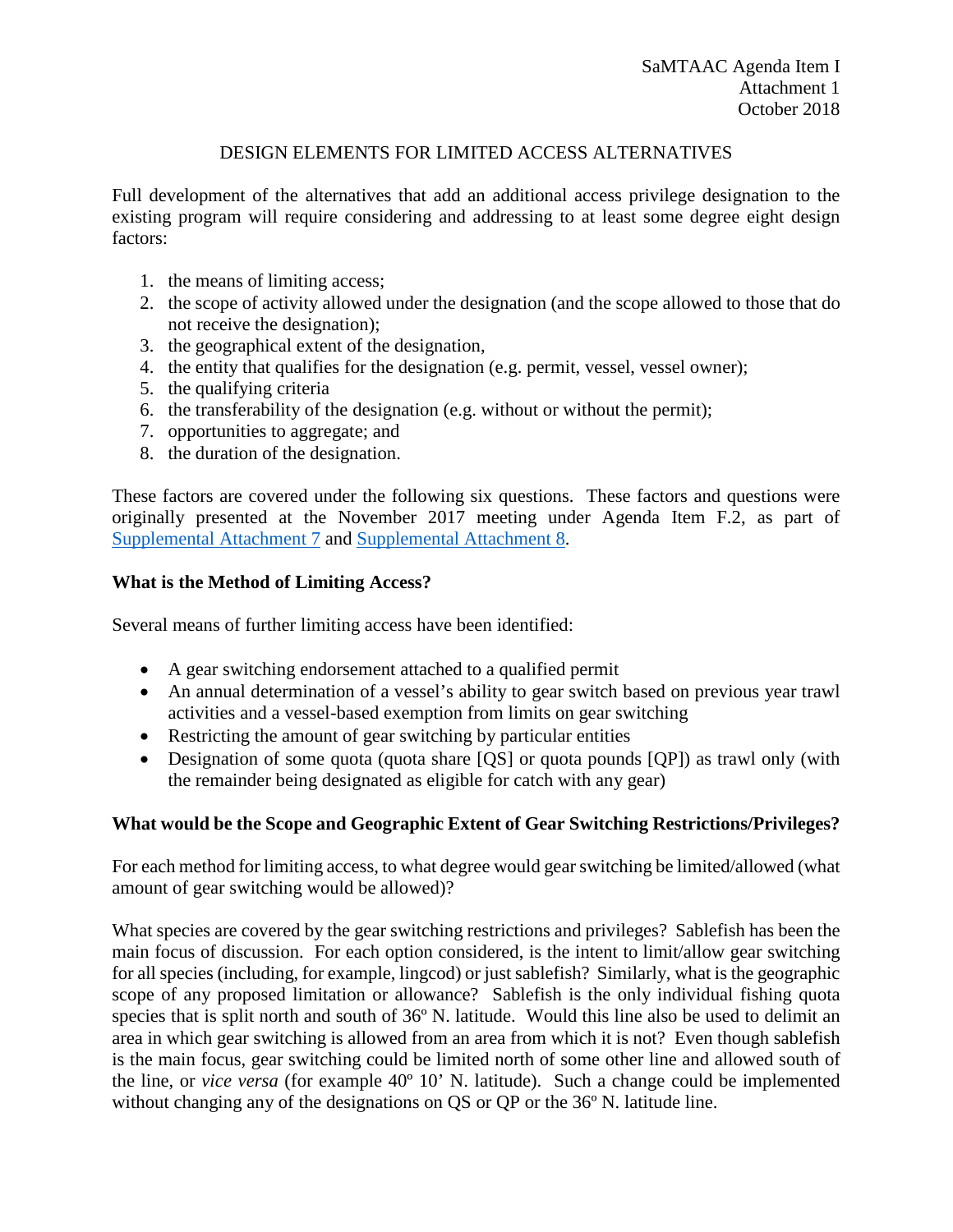SaMTAAC Agenda Item I
Attachment 1
October 2018

# DESIGN ELEMENTS FOR LIMITED ACCESS ALTERNATIVES

Full development of the alternatives that add an additional access privilege designation to the existing program will require considering and addressing to at least some degree eight design factors:

1. the means of limiting access;
2. the scope of activity allowed under the designation (and the scope allowed to those that do not receive the designation);
3. the geographical extent of the designation,
4. the entity that qualifies for the designation (e.g. permit, vessel, vessel owner);
5. the qualifying criteria
6. the transferability of the designation (e.g. without or without the permit);
7. opportunities to aggregate; and
8. the duration of the designation.

These factors are covered under the following six questions. These factors and questions were originally presented at the November 2017 meeting under Agenda Item F.2, as part of Supplemental Attachment 7 and Supplemental Attachment 8.

## What is the Method of Limiting Access?

Several means of further limiting access have been identified:

- A gear switching endorsement attached to a qualified permit
- An annual determination of a vessel's ability to gear switch based on previous year trawl activities and a vessel-based exemption from limits on gear switching
- Restricting the amount of gear switching by particular entities
- Designation of some quota (quota share [QS] or quota pounds [QP]) as trawl only (with the remainder being designated as eligible for catch with any gear)

## What would be the Scope and Geographic Extent of Gear Switching Restrictions/Privileges?

For each method for limiting access, to what degree would gear switching be limited/allowed (what amount of gear switching would be allowed)?

What species are covered by the gear switching restrictions and privileges? Sablefish has been the main focus of discussion. For each option considered, is the intent to limit/allow gear switching for all species (including, for example, lingcod) or just sablefish? Similarly, what is the geographic scope of any proposed limitation or allowance? Sablefish is the only individual fishing quota species that is split north and south of 36º N. latitude. Would this line also be used to delimit an area in which gear switching is allowed from an area from which it is not? Even though sablefish is the main focus, gear switching could be limited north of some other line and allowed south of the line, or *vice versa* (for example 40º 10' N. latitude). Such a change could be implemented without changing any of the designations on QS or QP or the 36º N. latitude line.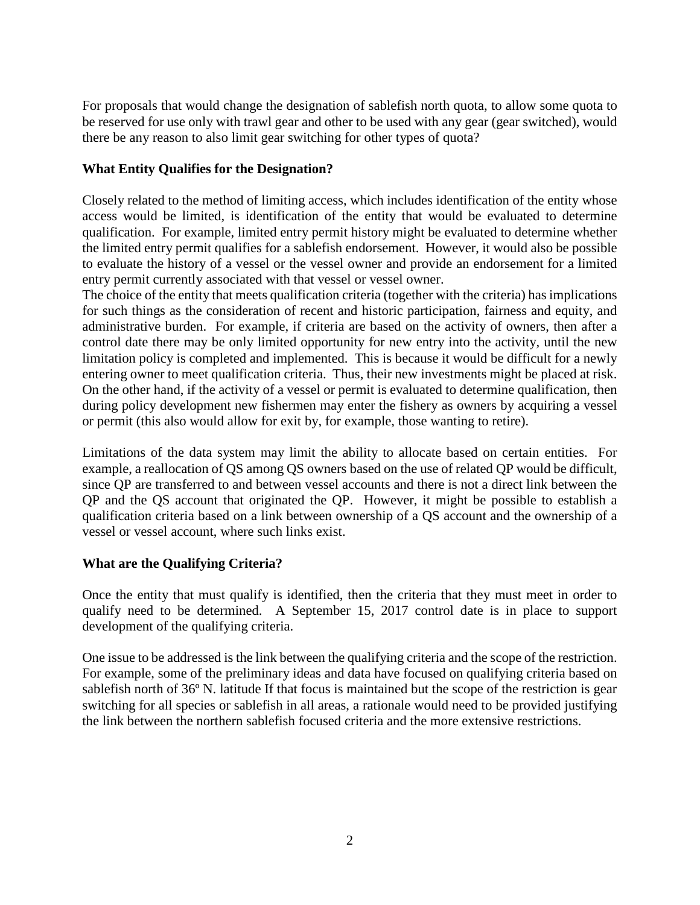For proposals that would change the designation of sablefish north quota, to allow some quota to be reserved for use only with trawl gear and other to be used with any gear (gear switched), would there be any reason to also limit gear switching for other types of quota?

### What Entity Qualifies for the Designation?

Closely related to the method of limiting access, which includes identification of the entity whose access would be limited, is identification of the entity that would be evaluated to determine qualification. For example, limited entry permit history might be evaluated to determine whether the limited entry permit qualifies for a sablefish endorsement. However, it would also be possible to evaluate the history of a vessel or the vessel owner and provide an endorsement for a limited entry permit currently associated with that vessel or vessel owner.

The choice of the entity that meets qualification criteria (together with the criteria) has implications for such things as the consideration of recent and historic participation, fairness and equity, and administrative burden. For example, if criteria are based on the activity of owners, then after a control date there may be only limited opportunity for new entry into the activity, until the new limitation policy is completed and implemented. This is because it would be difficult for a newly entering owner to meet qualification criteria. Thus, their new investments might be placed at risk. On the other hand, if the activity of a vessel or permit is evaluated to determine qualification, then during policy development new fishermen may enter the fishery as owners by acquiring a vessel or permit (this also would allow for exit by, for example, those wanting to retire).

Limitations of the data system may limit the ability to allocate based on certain entities. For example, a reallocation of QS among QS owners based on the use of related QP would be difficult, since QP are transferred to and between vessel accounts and there is not a direct link between the QP and the QS account that originated the QP. However, it might be possible to establish a qualification criteria based on a link between ownership of a QS account and the ownership of a vessel or vessel account, where such links exist.

### What are the Qualifying Criteria?

Once the entity that must qualify is identified, then the criteria that they must meet in order to qualify need to be determined. A September 15, 2017 control date is in place to support development of the qualifying criteria.

One issue to be addressed is the link between the qualifying criteria and the scope of the restriction. For example, some of the preliminary ideas and data have focused on qualifying criteria based on sablefish north of 36º N. latitude If that focus is maintained but the scope of the restriction is gear switching for all species or sablefish in all areas, a rationale would need to be provided justifying the link between the northern sablefish focused criteria and the more extensive restrictions.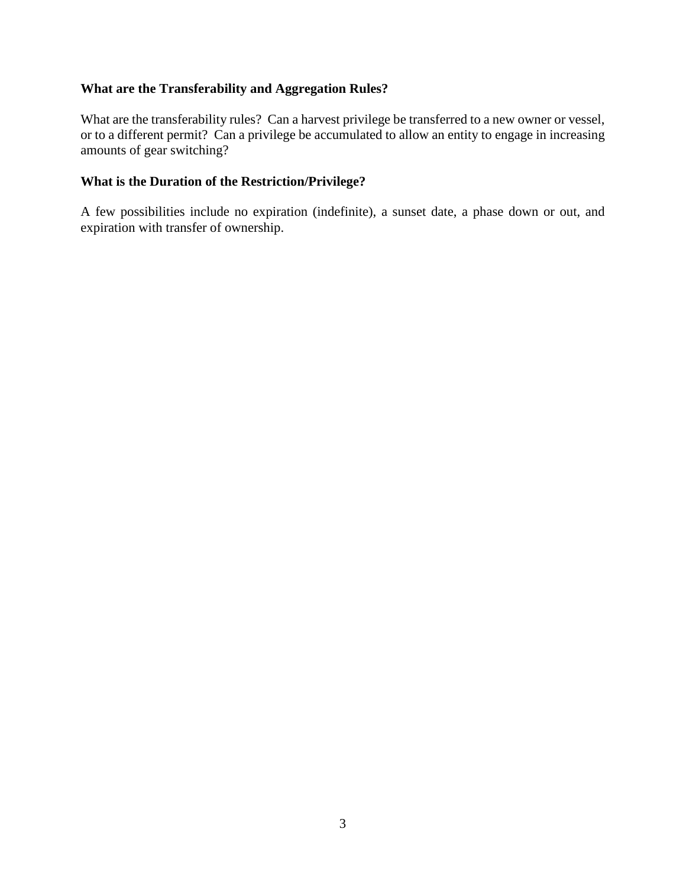**What are the Transferability and Aggregation Rules?**

What are the transferability rules? Can a harvest privilege be transferred to a new owner or vessel, or to a different permit? Can a privilege be accumulated to allow an entity to engage in increasing amounts of gear switching?

**What is the Duration of the Restriction/Privilege?**

A few possibilities include no expiration (indefinite), a sunset date, a phase down or out, and expiration with transfer of ownership.